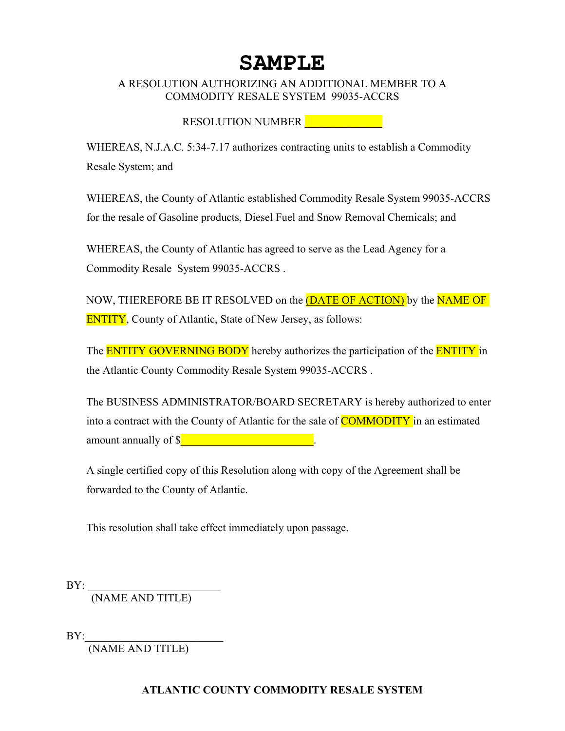# SAMPLE

A RESOLUTION AUTHORIZING AN ADDITIONAL MEMBER TO A COMMODITY RESALE SYSTEM 99035-ACCRS

RESOLUTION NUMBER ______________

WHEREAS, N.J.A.C. 5:34-7.17 authorizes contracting units to establish a Commodity Resale System; and

WHEREAS, the County of Atlantic established Commodity Resale System 99035-ACCRS for the resale of Gasoline products, Diesel Fuel and Snow Removal Chemicals; and

WHEREAS, the County of Atlantic has agreed to serve as the Lead Agency for a Commodity Resale System 99035-ACCRS .

NOW, THEREFORE BE IT RESOLVED on the (DATE OF ACTION) by the NAME OF ENTITY, County of Atlantic, State of New Jersey, as follows:

The ENTITY GOVERNING BODY hereby authorizes the participation of the ENTITY in the Atlantic County Commodity Resale System 99035-ACCRS .

The BUSINESS ADMINISTRATOR/BOARD SECRETARY is hereby authorized to enter into a contract with the County of Atlantic for the sale of COMMODITY in an estimated amount annually of $________________________.

A single certified copy of this Resolution along with copy of the Agreement shall be forwarded to the County of Atlantic.

This resolution shall take effect immediately upon passage.

BY: ________________________
(NAME AND TITLE)

BY: ________________________
(NAME AND TITLE)

**ATLANTIC COUNTY COMMODITY RESALE SYSTEM**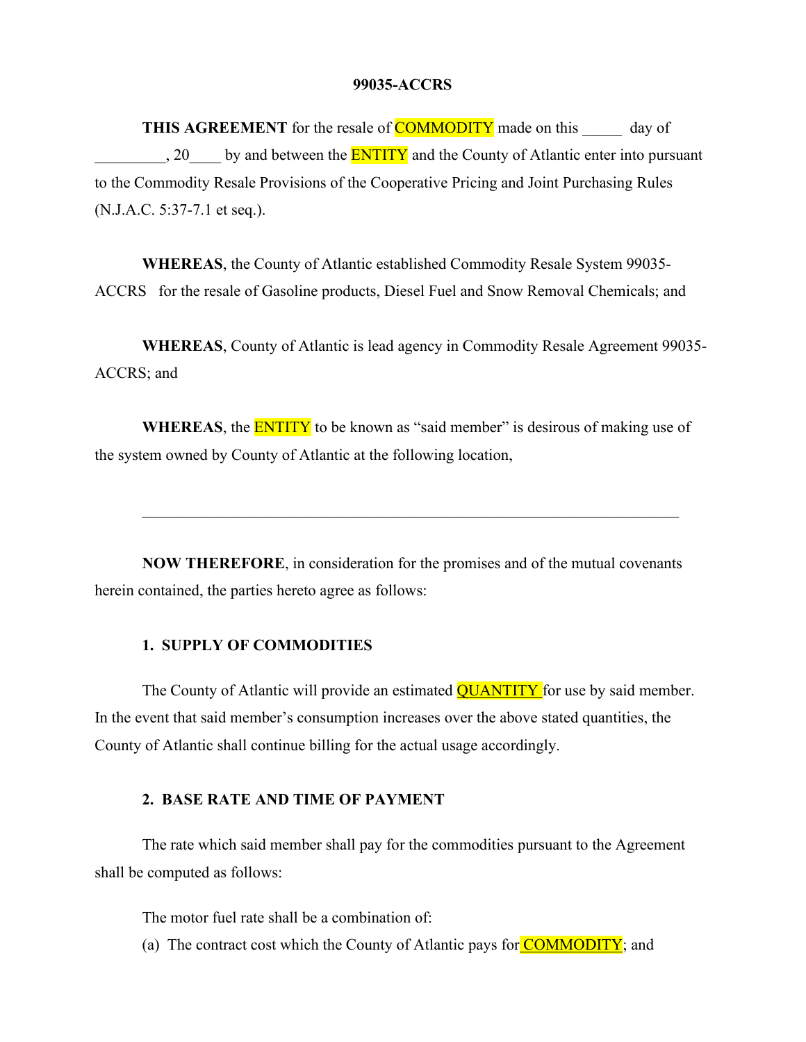**99035-ACCRS**

**THIS AGREEMENT** for the resale of COMMODITY made on this _____ day of _________, 20____ by and between the ENTITY and the County of Atlantic enter into pursuant to the Commodity Resale Provisions of the Cooperative Pricing and Joint Purchasing Rules (N.J.A.C. 5:37-7.1 et seq.).

**WHEREAS**, the County of Atlantic established Commodity Resale System 99035-ACCRS for the resale of Gasoline products, Diesel Fuel and Snow Removal Chemicals; and

**WHEREAS**, County of Atlantic is lead agency in Commodity Resale Agreement 99035-ACCRS; and

**WHEREAS**, the ENTITY to be known as "said member" is desirous of making use of the system owned by County of Atlantic at the following location,

______________________________________________________________________

**NOW THEREFORE**, in consideration for the promises and of the mutual covenants herein contained, the parties hereto agree as follows:

**1. SUPPLY OF COMMODITIES**

The County of Atlantic will provide an estimated QUANTITY for use by said member. In the event that said member's consumption increases over the above stated quantities, the County of Atlantic shall continue billing for the actual usage accordingly.

**2. BASE RATE AND TIME OF PAYMENT**

The rate which said member shall pay for the commodities pursuant to the Agreement shall be computed as follows:

The motor fuel rate shall be a combination of:

(a) The contract cost which the County of Atlantic pays for COMMODITY; and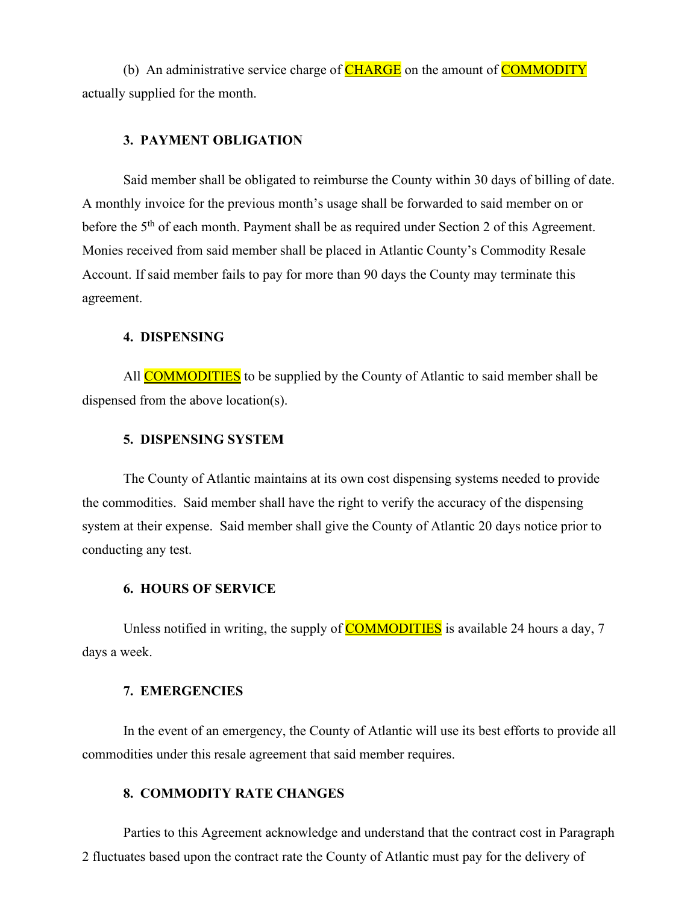(b) An administrative service charge of CHARGE on the amount of COMMODITY actually supplied for the month.

**3. PAYMENT OBLIGATION**

Said member shall be obligated to reimburse the County within 30 days of billing of date. A monthly invoice for the previous month's usage shall be forwarded to said member on or before the 5th of each month. Payment shall be as required under Section 2 of this Agreement. Monies received from said member shall be placed in Atlantic County's Commodity Resale Account. If said member fails to pay for more than 90 days the County may terminate this agreement.

**4. DISPENSING**

All COMMODITIES to be supplied by the County of Atlantic to said member shall be dispensed from the above location(s).

**5. DISPENSING SYSTEM**

The County of Atlantic maintains at its own cost dispensing systems needed to provide the commodities. Said member shall have the right to verify the accuracy of the dispensing system at their expense. Said member shall give the County of Atlantic 20 days notice prior to conducting any test.

**6. HOURS OF SERVICE**

Unless notified in writing, the supply of COMMODITIES is available 24 hours a day, 7 days a week.

**7. EMERGENCIES**

In the event of an emergency, the County of Atlantic will use its best efforts to provide all commodities under this resale agreement that said member requires.

**8. COMMODITY RATE CHANGES**

Parties to this Agreement acknowledge and understand that the contract cost in Paragraph 2 fluctuates based upon the contract rate the County of Atlantic must pay for the delivery of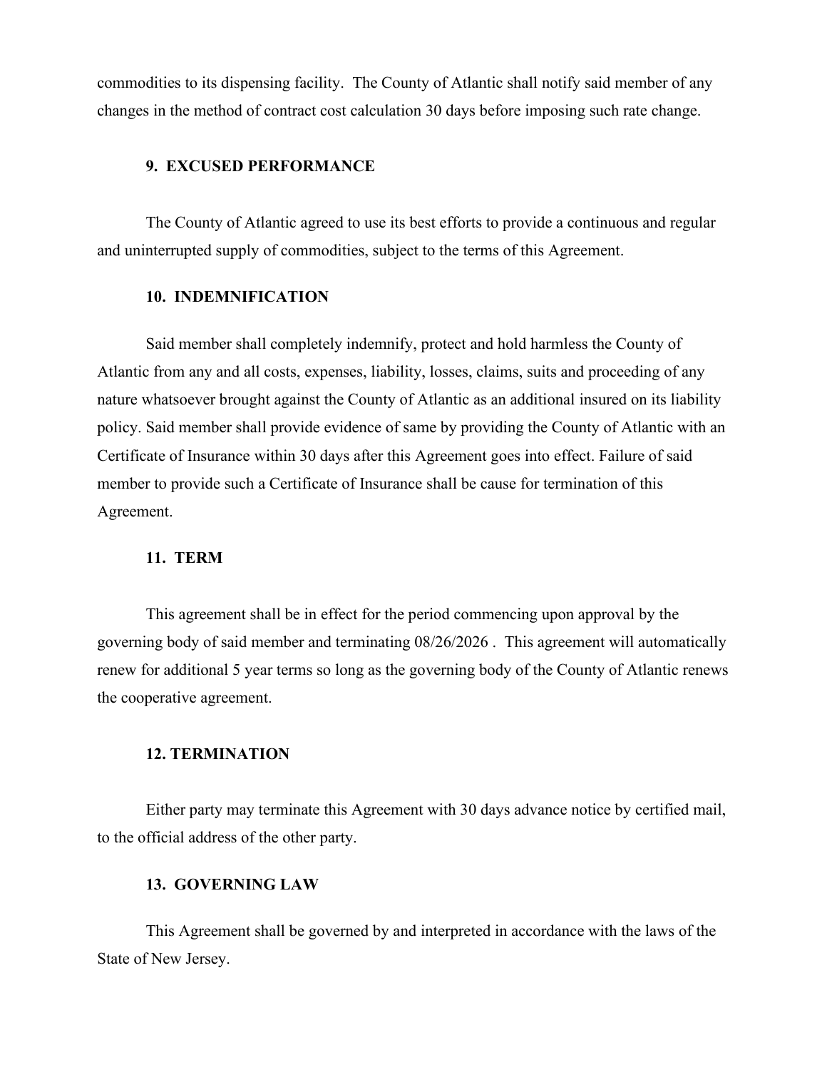commodities to its dispensing facility. The County of Atlantic shall notify said member of any changes in the method of contract cost calculation 30 days before imposing such rate change.

**9. EXCUSED PERFORMANCE**

The County of Atlantic agreed to use its best efforts to provide a continuous and regular and uninterrupted supply of commodities, subject to the terms of this Agreement.

**10. INDEMNIFICATION**

Said member shall completely indemnify, protect and hold harmless the County of Atlantic from any and all costs, expenses, liability, losses, claims, suits and proceeding of any nature whatsoever brought against the County of Atlantic as an additional insured on its liability policy. Said member shall provide evidence of same by providing the County of Atlantic with an Certificate of Insurance within 30 days after this Agreement goes into effect. Failure of said member to provide such a Certificate of Insurance shall be cause for termination of this Agreement.

**11. TERM**

This agreement shall be in effect for the period commencing upon approval by the governing body of said member and terminating 08/26/2026 . This agreement will automatically renew for additional 5 year terms so long as the governing body of the County of Atlantic renews the cooperative agreement.

**12. TERMINATION**

Either party may terminate this Agreement with 30 days advance notice by certified mail, to the official address of the other party.

**13. GOVERNING LAW**

This Agreement shall be governed by and interpreted in accordance with the laws of the State of New Jersey.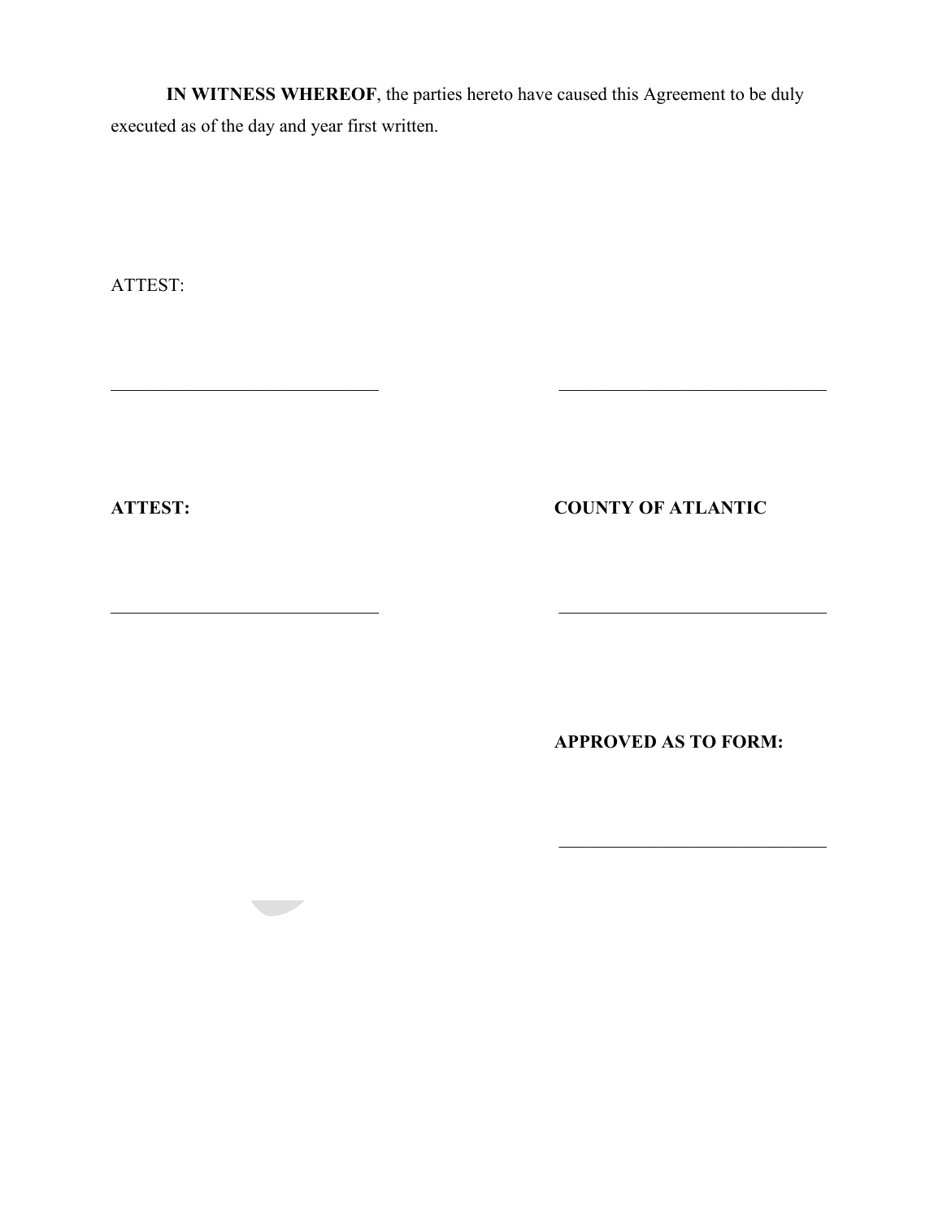**IN WITNESS WHEREOF**, the parties hereto have caused this Agreement to be duly executed as of the day and year first written.

ATTEST:

______________________________ ______________________________

**ATTEST:** **COUNTY OF ATLANTIC**

______________________________ ______________________________

**APPROVED AS TO FORM:**

______________________________